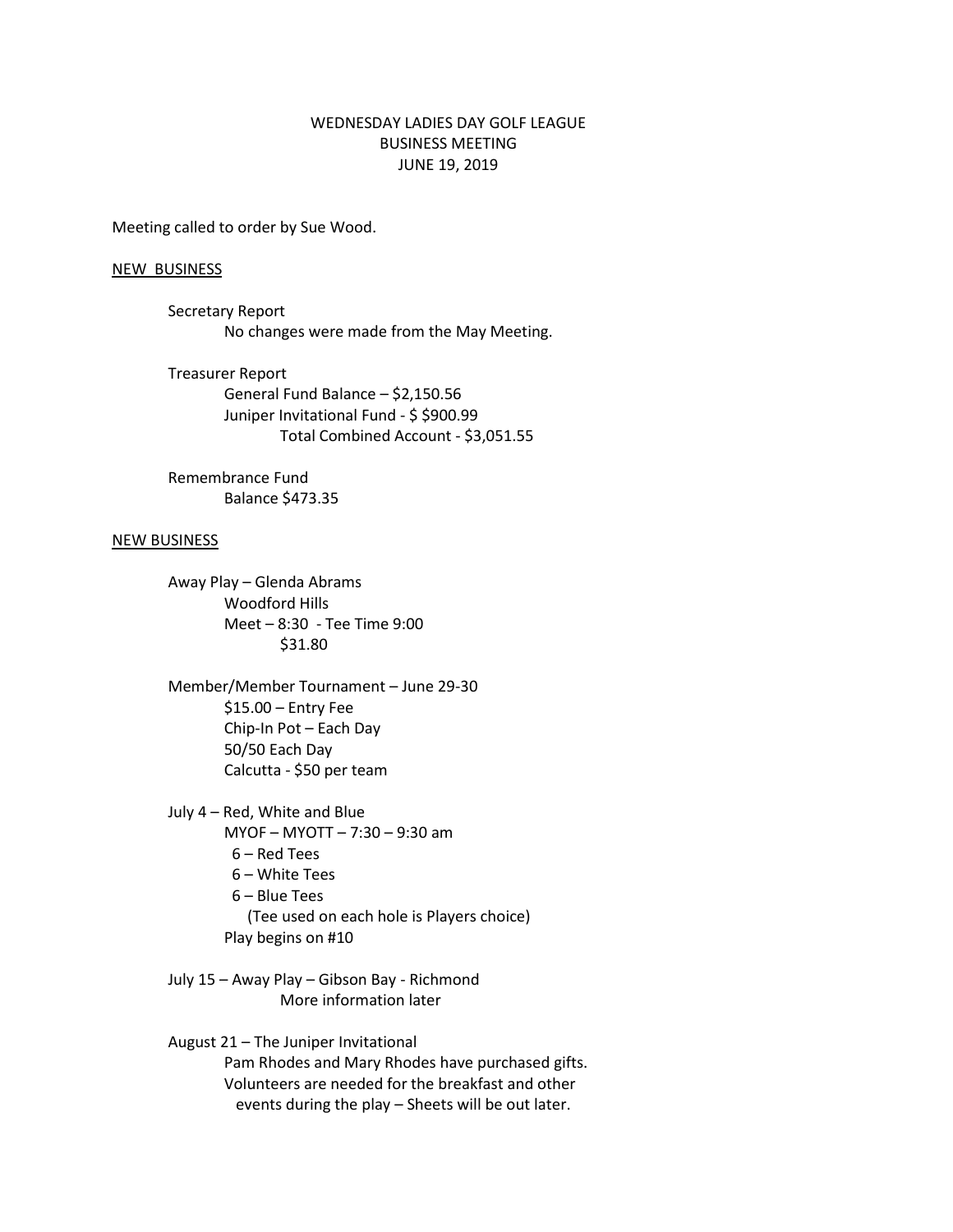# WEDNESDAY LADIES DAY GOLF LEAGUE
## BUSINESS MEETING
### JUNE 19, 2019

Meeting called to order by Sue Wood.

<u>NEW BUSINESS</u>

Secretary Report
- No changes were made from the May Meeting.

Treasurer Report
- General Fund Balance – $2,150.56
- Juniper Invitational Fund - $ $900.99
  - Total Combined Account - $3,051.55

Remembrance Fund
- Balance $473.35

<u>NEW BUSINESS</u>

Away Play – Glenda Abrams
- Woodford Hills
- Meet – 8:30 - Tee Time 9:00
  - $31.80

Member/Member Tournament – June 29-30
- $15.00 – Entry Fee
- Chip-In Pot – Each Day
- 50/50 Each Day
- Calcutta - $50 per team

July 4 – Red, White and Blue
- MYOF – MYOTT – 7:30 – 9:30 am
  - 6 – Red Tees
  - 6 – White Tees
  - 6 – Blue Tees
    - (Tee used on each hole is Players choice)
- Play begins on #10

July 15 – Away Play – Gibson Bay - Richmond
- More information later

August 21 – The Juniper Invitational
- Pam Rhodes and Mary Rhodes have purchased gifts.
- Volunteers are needed for the breakfast and other events during the play – Sheets will be out later.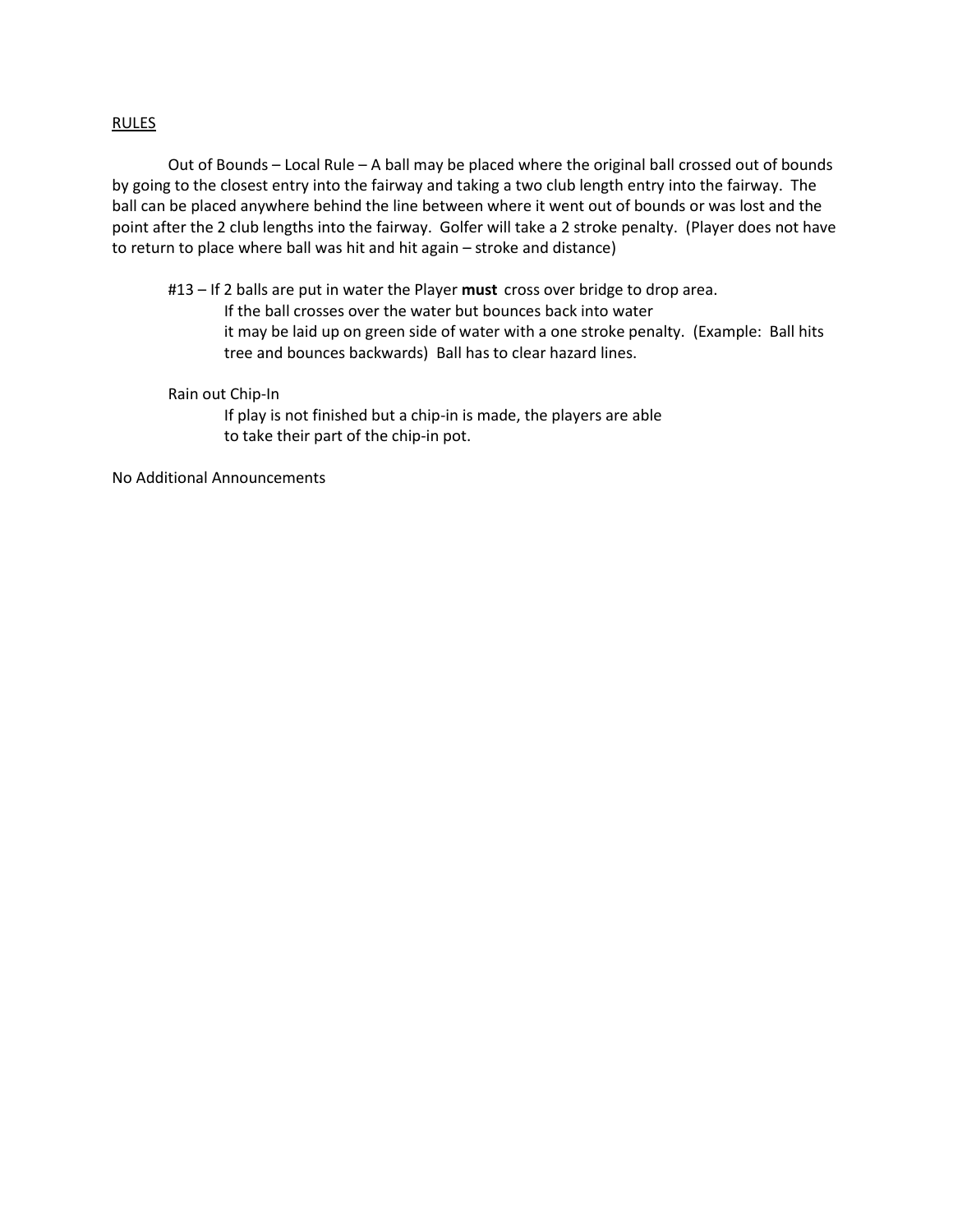<u>RULES</u>

Out of Bounds – Local Rule – A ball may be placed where the original ball crossed out of bounds by going to the closest entry into the fairway and taking a two club length entry into the fairway. The ball can be placed anywhere behind the line between where it went out of bounds or was lost and the point after the 2 club lengths into the fairway. Golfer will take a 2 stroke penalty. (Player does not have to return to place where ball was hit and hit again – stroke and distance)

#13 – If 2 balls are put in water the Player **must** cross over bridge to drop area.
If the ball crosses over the water but bounces back into water
it may be laid up on green side of water with a one stroke penalty. (Example: Ball hits tree and bounces backwards) Ball has to clear hazard lines.

Rain out Chip-In
If play is not finished but a chip-in is made, the players are able
to take their part of the chip-in pot.

No Additional Announcements